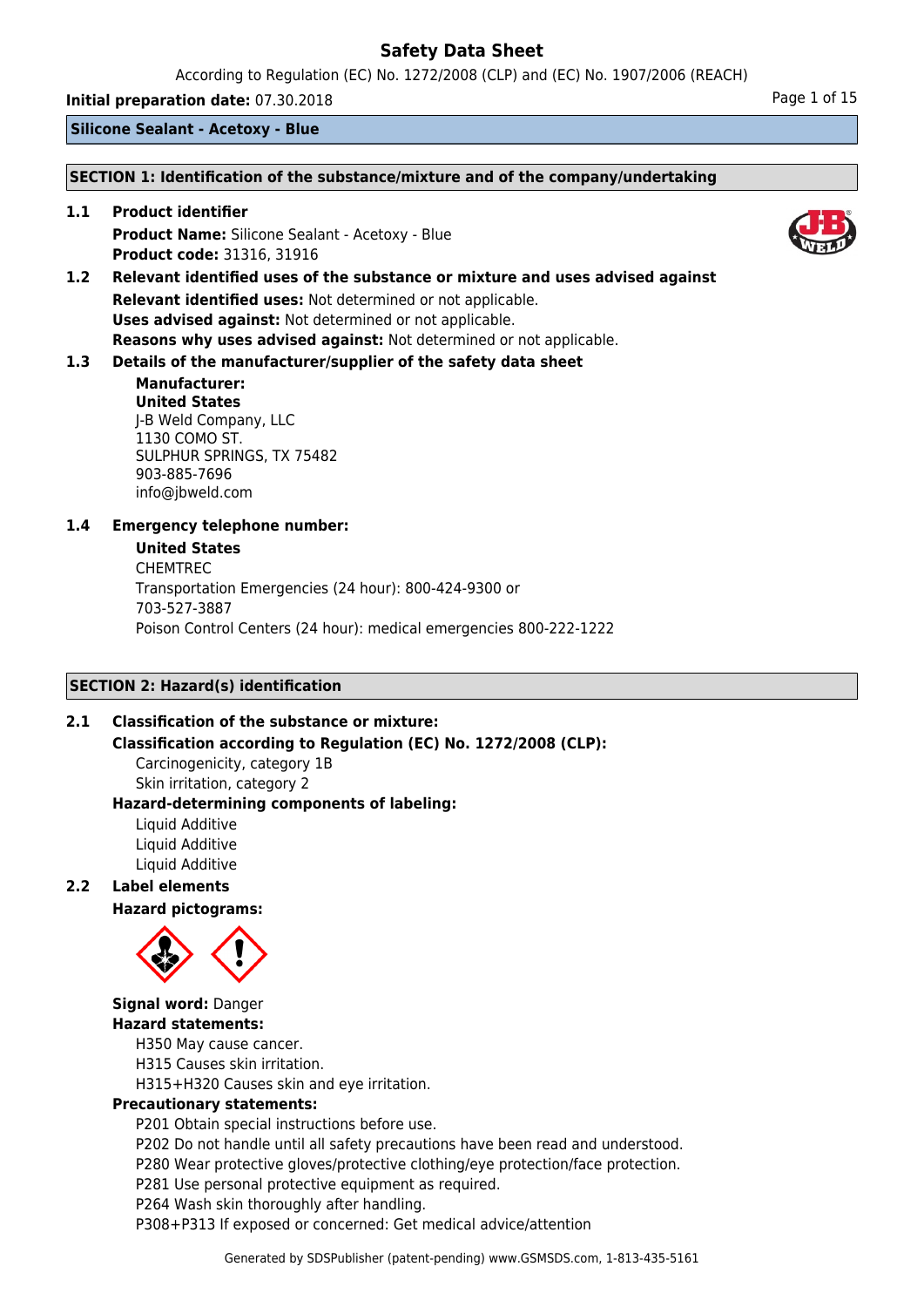# Safety Data Sheet

According to Regulation (EC) No. 1272/2008 (CLP) and (EC) No. 1907/2006 (REACH)

**Initial preparation date:** 07.30.2018

**Silicone Sealant - Acetoxy - Blue**

## SECTION 1: Identification of the substance/mixture and of the company/undertaking

### 1.1 Product identifier

**Product Name:** Silicone Sealant - Acetoxy - Blue
**Product code:** 31316, 31916

### 1.2 Relevant identified uses of the substance or mixture and uses advised against

**Relevant identified uses:** Not determined or not applicable.
**Uses advised against:** Not determined or not applicable.
**Reasons why uses advised against:** Not determined or not applicable.

### 1.3 Details of the manufacturer/supplier of the safety data sheet

**Manufacturer:**
**United States**
J-B Weld Company, LLC
1130 COMO ST.
SULPHUR SPRINGS, TX 75482
903-885-7696
info@jbweld.com

### 1.4 Emergency telephone number:

**United States**
CHEMTREC
Transportation Emergencies (24 hour): 800-424-9300 or
703-527-3887
Poison Control Centers (24 hour): medical emergencies 800-222-1222

## SECTION 2: Hazard(s) identification

### 2.1 Classification of the substance or mixture:

**Classification according to Regulation (EC) No. 1272/2008 (CLP):**

Carcinogenicity, category 1B
Skin irritation, category 2

**Hazard-determining components of labeling:**

Liquid Additive
Liquid Additive
Liquid Additive

### 2.2 Label elements

**Hazard pictograms:**

**Signal word:** Danger

**Hazard statements:**

H350 May cause cancer.
H315 Causes skin irritation.
H315+H320 Causes skin and eye irritation.

**Precautionary statements:**

P201 Obtain special instructions before use.
P202 Do not handle until all safety precautions have been read and understood.
P280 Wear protective gloves/protective clothing/eye protection/face protection.
P281 Use personal protective equipment as required.
P264 Wash skin thoroughly after handling.
P308+P313 If exposed or concerned: Get medical advice/attention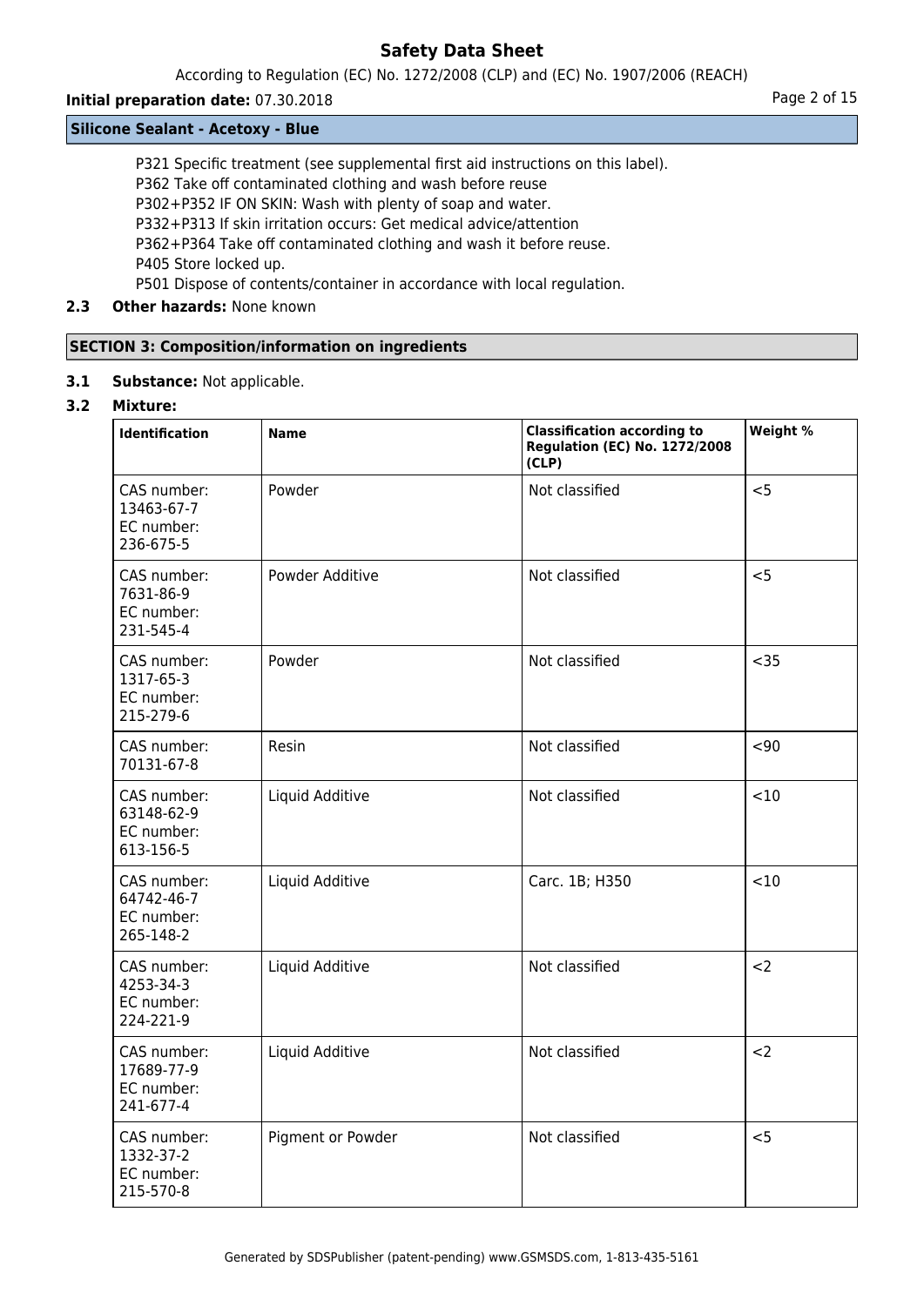P321 Specific treatment (see supplemental first aid instructions on this label).
P362 Take off contaminated clothing and wash before reuse
P302+P352 IF ON SKIN: Wash with plenty of soap and water.
P332+P313 If skin irritation occurs: Get medical advice/attention
P362+P364 Take off contaminated clothing and wash it before reuse.
P405 Store locked up.
P501 Dispose of contents/container in accordance with local regulation.

**2.3 Other hazards:** None known

## SECTION 3: Composition/information on ingredients

**3.1 Substance:** Not applicable.

**3.2 Mixture:**

| Identification | Name | Classification according to Regulation (EC) No. 1272/2008 (CLP) | Weight % |
|---|---|---|---|
| CAS number: 13463-67-7 EC number: 236-675-5 | Powder | Not classified | <5 |
| CAS number: 7631-86-9 EC number: 231-545-4 | Powder Additive | Not classified | <5 |
| CAS number: 1317-65-3 EC number: 215-279-6 | Powder | Not classified | <35 |
| CAS number: 70131-67-8 | Resin | Not classified | <90 |
| CAS number: 63148-62-9 EC number: 613-156-5 | Liquid Additive | Not classified | <10 |
| CAS number: 64742-46-7 EC number: 265-148-2 | Liquid Additive | Carc. 1B; H350 | <10 |
| CAS number: 4253-34-3 EC number: 224-221-9 | Liquid Additive | Not classified | <2 |
| CAS number: 17689-77-9 EC number: 241-677-4 | Liquid Additive | Not classified | <2 |
| CAS number: 1332-37-2 EC number: 215-570-8 | Pigment or Powder | Not classified | <5 |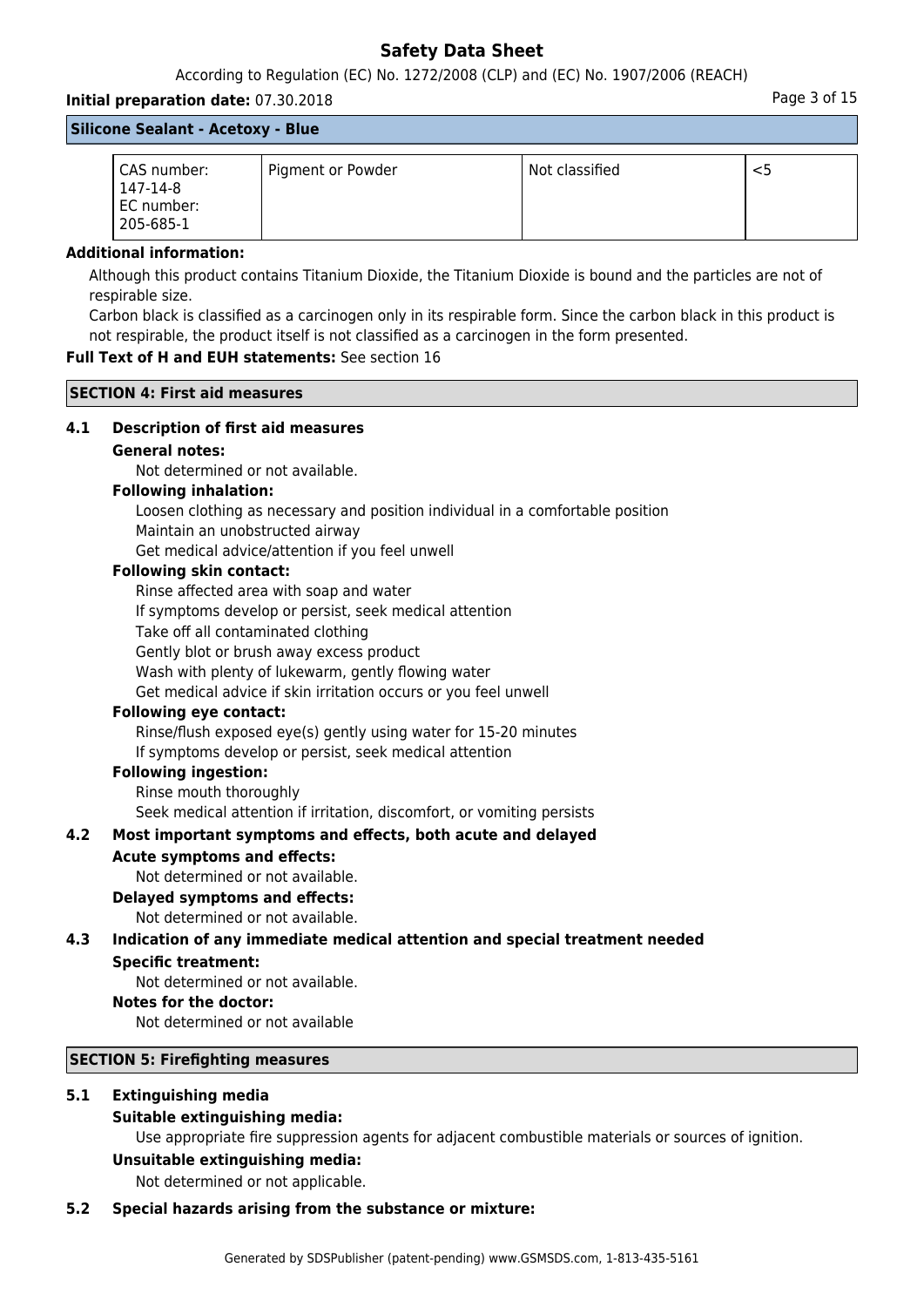**Silicone Sealant - Acetoxy - Blue**

| | | | |
|---|---|---|---|
| CAS number: 147-14-8 EC number: 205-685-1 | Pigment or Powder | Not classified | <5 |

**Additional information:**

Although this product contains Titanium Dioxide, the Titanium Dioxide is bound and the particles are not of respirable size.
Carbon black is classified as a carcinogen only in its respirable form. Since the carbon black in this product is not respirable, the product itself is not classified as a carcinogen in the form presented.

**Full Text of H and EUH statements:** See section 16

## SECTION 4: First aid measures

### 4.1 Description of first aid measures

**General notes:**

Not determined or not available.

**Following inhalation:**

Loosen clothing as necessary and position individual in a comfortable position
Maintain an unobstructed airway
Get medical advice/attention if you feel unwell

**Following skin contact:**

Rinse affected area with soap and water
If symptoms develop or persist, seek medical attention
Take off all contaminated clothing
Gently blot or brush away excess product
Wash with plenty of lukewarm, gently flowing water
Get medical advice if skin irritation occurs or you feel unwell

**Following eye contact:**

Rinse/flush exposed eye(s) gently using water for 15-20 minutes
If symptoms develop or persist, seek medical attention

**Following ingestion:**

Rinse mouth thoroughly
Seek medical attention if irritation, discomfort, or vomiting persists

### 4.2 Most important symptoms and effects, both acute and delayed

**Acute symptoms and effects:**

Not determined or not available.

**Delayed symptoms and effects:**

Not determined or not available.

### 4.3 Indication of any immediate medical attention and special treatment needed

**Specific treatment:**

Not determined or not available.

**Notes for the doctor:**

Not determined or not available

## SECTION 5: Firefighting measures

### 5.1 Extinguishing media

**Suitable extinguishing media:**

Use appropriate fire suppression agents for adjacent combustible materials or sources of ignition.

**Unsuitable extinguishing media:**

Not determined or not applicable.

### 5.2 Special hazards arising from the substance or mixture: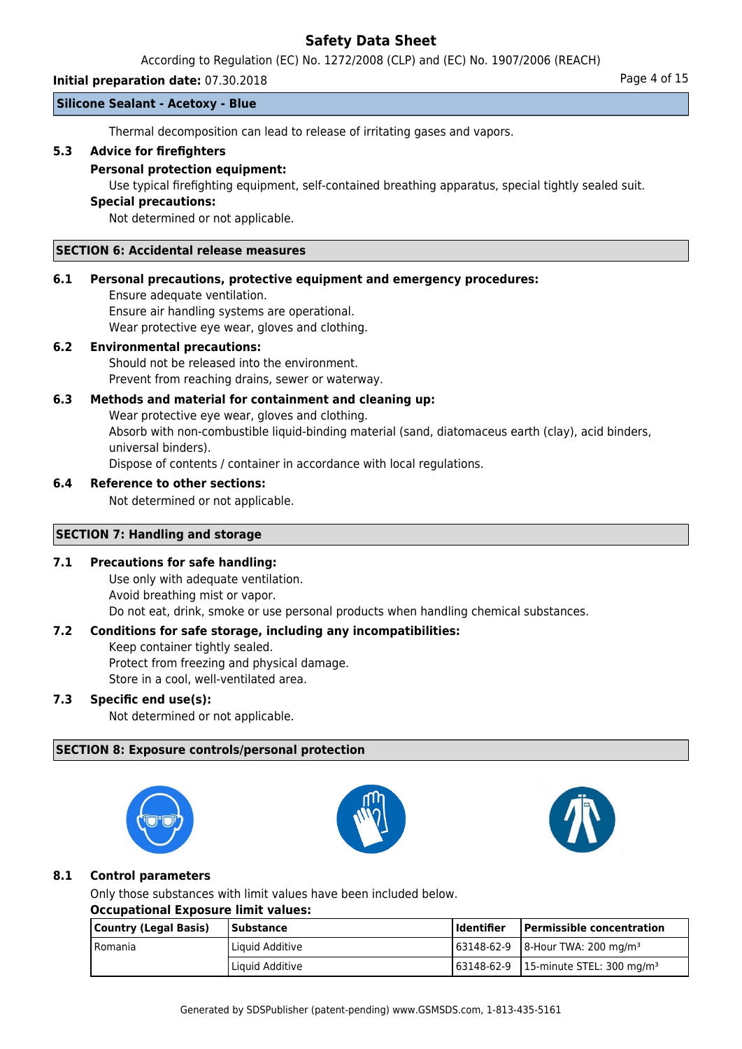Thermal decomposition can lead to release of irritating gases and vapors.

### 5.3 Advice for firefighters

**Personal protection equipment:**

Use typical firefighting equipment, self-contained breathing apparatus, special tightly sealed suit.

**Special precautions:**

Not determined or not applicable.

## SECTION 6: Accidental release measures

### 6.1 Personal precautions, protective equipment and emergency procedures:

Ensure adequate ventilation.
Ensure air handling systems are operational.
Wear protective eye wear, gloves and clothing.

### 6.2 Environmental precautions:

Should not be released into the environment.
Prevent from reaching drains, sewer or waterway.

### 6.3 Methods and material for containment and cleaning up:

Wear protective eye wear, gloves and clothing.
Absorb with non-combustible liquid-binding material (sand, diatomaceus earth (clay), acid binders, universal binders).
Dispose of contents / container in accordance with local regulations.

### 6.4 Reference to other sections:

Not determined or not applicable.

## SECTION 7: Handling and storage

### 7.1 Precautions for safe handling:

Use only with adequate ventilation.
Avoid breathing mist or vapor.
Do not eat, drink, smoke or use personal products when handling chemical substances.

### 7.2 Conditions for safe storage, including any incompatibilities:

Keep container tightly sealed.
Protect from freezing and physical damage.
Store in a cool, well-ventilated area.

### 7.3 Specific end use(s):

Not determined or not applicable.

## SECTION 8: Exposure controls/personal protection

### 8.1 Control parameters

Only those substances with limit values have been included below.

**Occupational Exposure limit values:**

| Country (Legal Basis) | Substance | Identifier | Permissible concentration |
|---|---|---|---|
| Romania | Liquid Additive | 63148-62-9 | 8-Hour TWA: 200 mg/m³ |
| | Liquid Additive | 63148-62-9 | 15-minute STEL: 300 mg/m³ |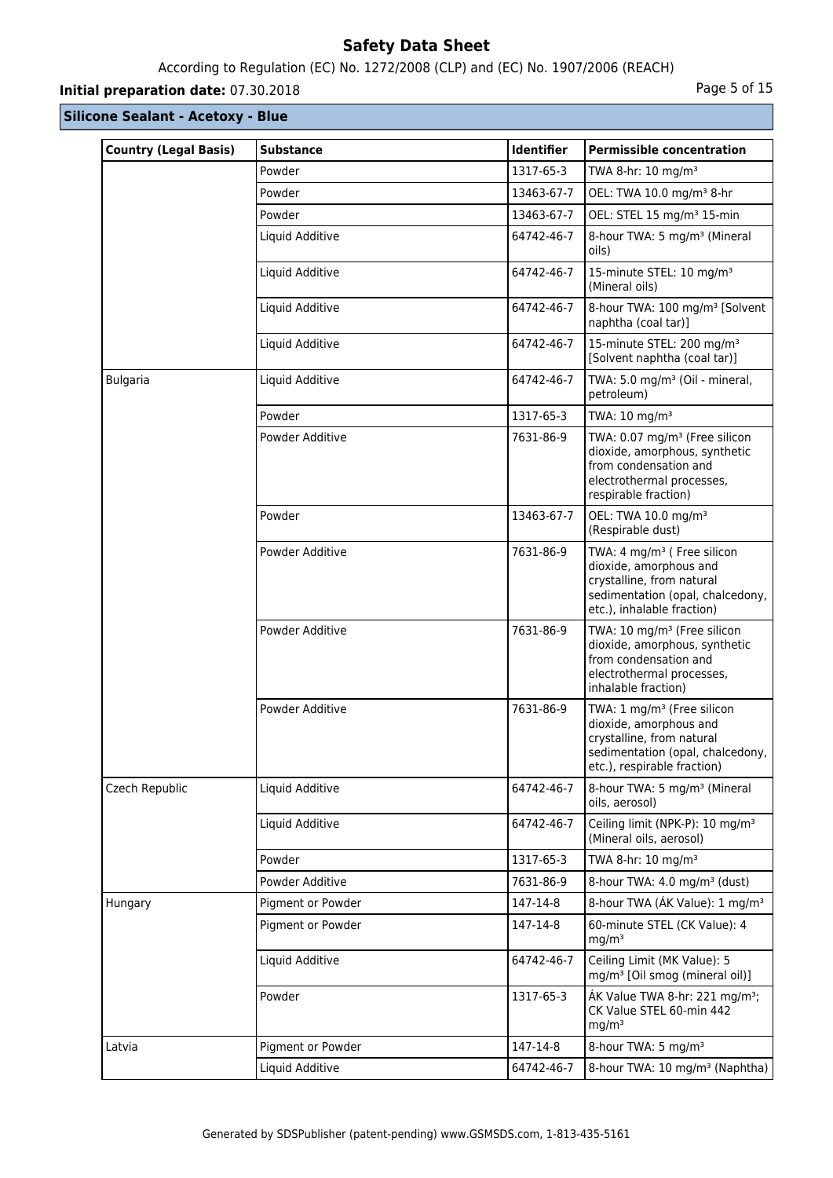**Silicone Sealant - Acetoxy - Blue**

| Country (Legal Basis) | Substance | Identifier | Permissible concentration |
|---|---|---|---|
| | Powder | 1317-65-3 | TWA 8-hr: 10 mg/m³ |
| | Powder | 13463-67-7 | OEL: TWA 10.0 mg/m³ 8-hr |
| | Powder | 13463-67-7 | OEL: STEL 15 mg/m³ 15-min |
| | Liquid Additive | 64742-46-7 | 8-hour TWA: 5 mg/m³ (Mineral oils) |
| | Liquid Additive | 64742-46-7 | 15-minute STEL: 10 mg/m³ (Mineral oils) |
| | Liquid Additive | 64742-46-7 | 8-hour TWA: 100 mg/m³ [Solvent naphtha (coal tar)] |
| | Liquid Additive | 64742-46-7 | 15-minute STEL: 200 mg/m³ [Solvent naphtha (coal tar)] |
| Bulgaria | Liquid Additive | 64742-46-7 | TWA: 5.0 mg/m³ (Oil - mineral, petroleum) |
| | Powder | 1317-65-3 | TWA: 10 mg/m³ |
| | Powder Additive | 7631-86-9 | TWA: 0.07 mg/m³ (Free silicon dioxide, amorphous, synthetic from condensation and electrothermal processes, respirable fraction) |
| | Powder | 13463-67-7 | OEL: TWA 10.0 mg/m³ (Respirable dust) |
| | Powder Additive | 7631-86-9 | TWA: 4 mg/m³ ( Free silicon dioxide, amorphous and crystalline, from natural sedimentation (opal, chalcedony, etc.), inhalable fraction) |
| | Powder Additive | 7631-86-9 | TWA: 10 mg/m³ (Free silicon dioxide, amorphous, synthetic from condensation and electrothermal processes, inhalable fraction) |
| | Powder Additive | 7631-86-9 | TWA: 1 mg/m³ (Free silicon dioxide, amorphous and crystalline, from natural sedimentation (opal, chalcedony, etc.), respirable fraction) |
| Czech Republic | Liquid Additive | 64742-46-7 | 8-hour TWA: 5 mg/m³ (Mineral oils, aerosol) |
| | Liquid Additive | 64742-46-7 | Ceiling limit (NPK-P): 10 mg/m³ (Mineral oils, aerosol) |
| | Powder | 1317-65-3 | TWA 8-hr: 10 mg/m³ |
| | Powder Additive | 7631-86-9 | 8-hour TWA: 4.0 mg/m³ (dust) |
| Hungary | Pigment or Powder | 147-14-8 | 8-hour TWA (ÁK Value): 1 mg/m³ |
| | Pigment or Powder | 147-14-8 | 60-minute STEL (CK Value): 4 mg/m³ |
| | Liquid Additive | 64742-46-7 | Ceiling Limit (MK Value): 5 mg/m³ [Oil smog (mineral oil)] |
| | Powder | 1317-65-3 | ÁK Value TWA 8-hr: 221 mg/m³; CK Value STEL 60-min 442 mg/m³ |
| Latvia | Pigment or Powder | 147-14-8 | 8-hour TWA: 5 mg/m³ |
| | Liquid Additive | 64742-46-7 | 8-hour TWA: 10 mg/m³ (Naphtha) |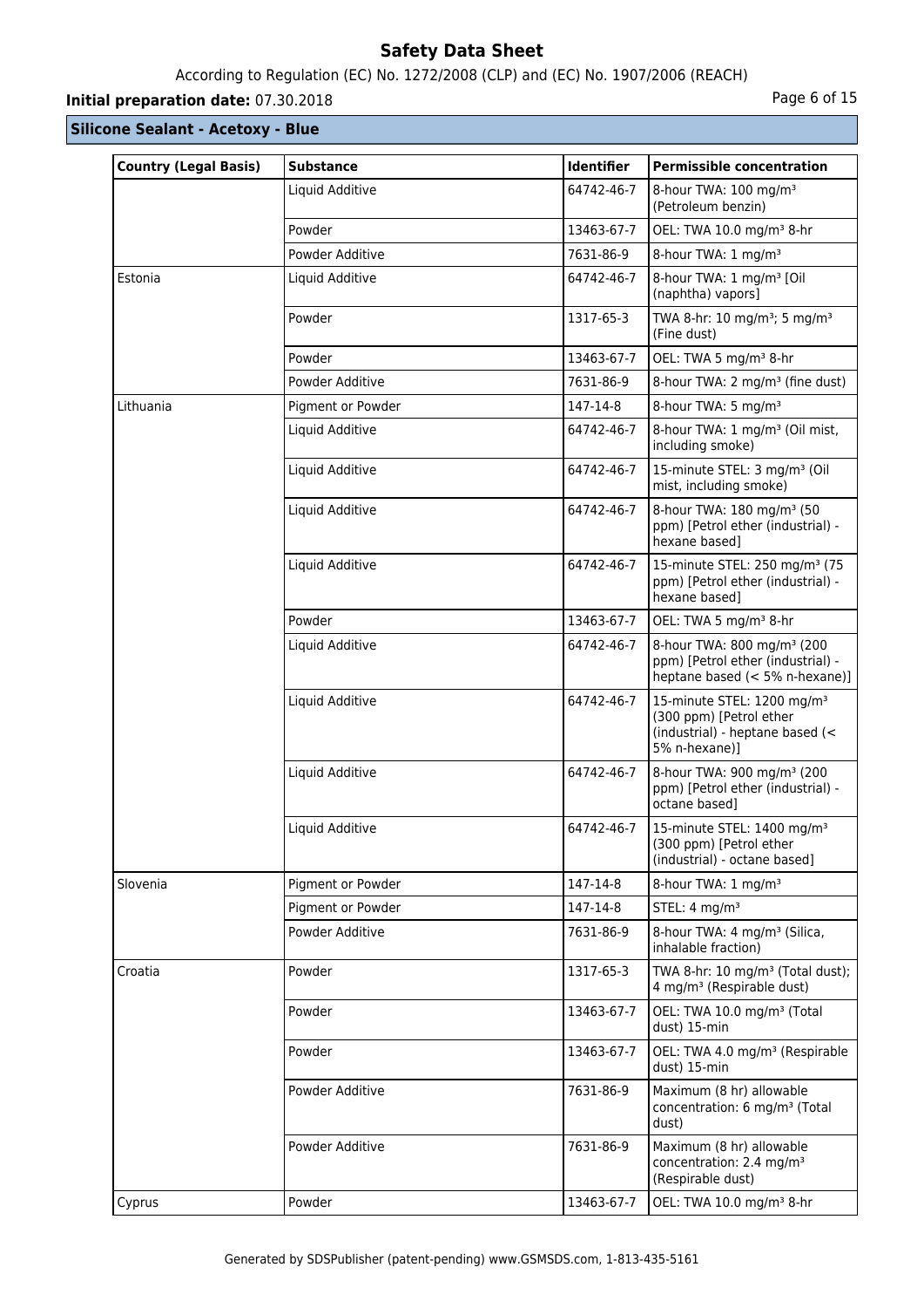## Silicone Sealant - Acetoxy - Blue

| Country (Legal Basis) | Substance | Identifier | Permissible concentration |
|---|---|---|---|
| | Liquid Additive | 64742-46-7 | 8-hour TWA: 100 mg/m³ (Petroleum benzin) |
| | Powder | 13463-67-7 | OEL: TWA 10.0 mg/m³ 8-hr |
| | Powder Additive | 7631-86-9 | 8-hour TWA: 1 mg/m³ |
| Estonia | Liquid Additive | 64742-46-7 | 8-hour TWA: 1 mg/m³ [Oil (naphtha) vapors] |
| | Powder | 1317-65-3 | TWA 8-hr: 10 mg/m³; 5 mg/m³ (Fine dust) |
| | Powder | 13463-67-7 | OEL: TWA 5 mg/m³ 8-hr |
| | Powder Additive | 7631-86-9 | 8-hour TWA: 2 mg/m³ (fine dust) |
| Lithuania | Pigment or Powder | 147-14-8 | 8-hour TWA: 5 mg/m³ |
| | Liquid Additive | 64742-46-7 | 8-hour TWA: 1 mg/m³ (Oil mist, including smoke) |
| | Liquid Additive | 64742-46-7 | 15-minute STEL: 3 mg/m³ (Oil mist, including smoke) |
| | Liquid Additive | 64742-46-7 | 8-hour TWA: 180 mg/m³ (50 ppm) [Petrol ether (industrial) - hexane based] |
| | Liquid Additive | 64742-46-7 | 15-minute STEL: 250 mg/m³ (75 ppm) [Petrol ether (industrial) - hexane based] |
| | Powder | 13463-67-7 | OEL: TWA 5 mg/m³ 8-hr |
| | Liquid Additive | 64742-46-7 | 8-hour TWA: 800 mg/m³ (200 ppm) [Petrol ether (industrial) - heptane based (< 5% n-hexane)] |
| | Liquid Additive | 64742-46-7 | 15-minute STEL: 1200 mg/m³ (300 ppm) [Petrol ether (industrial) - heptane based (< 5% n-hexane)] |
| | Liquid Additive | 64742-46-7 | 8-hour TWA: 900 mg/m³ (200 ppm) [Petrol ether (industrial) - octane based] |
| | Liquid Additive | 64742-46-7 | 15-minute STEL: 1400 mg/m³ (300 ppm) [Petrol ether (industrial) - octane based] |
| Slovenia | Pigment or Powder | 147-14-8 | 8-hour TWA: 1 mg/m³ |
| | Pigment or Powder | 147-14-8 | STEL: 4 mg/m³ |
| | Powder Additive | 7631-86-9 | 8-hour TWA: 4 mg/m³ (Silica, inhalable fraction) |
| Croatia | Powder | 1317-65-3 | TWA 8-hr: 10 mg/m³ (Total dust); 4 mg/m³ (Respirable dust) |
| | Powder | 13463-67-7 | OEL: TWA 10.0 mg/m³ (Total dust) 15-min |
| | Powder | 13463-67-7 | OEL: TWA 4.0 mg/m³ (Respirable dust) 15-min |
| | Powder Additive | 7631-86-9 | Maximum (8 hr) allowable concentration: 6 mg/m³ (Total dust) |
| | Powder Additive | 7631-86-9 | Maximum (8 hr) allowable concentration: 2.4 mg/m³ (Respirable dust) |
| Cyprus | Powder | 13463-67-7 | OEL: TWA 10.0 mg/m³ 8-hr |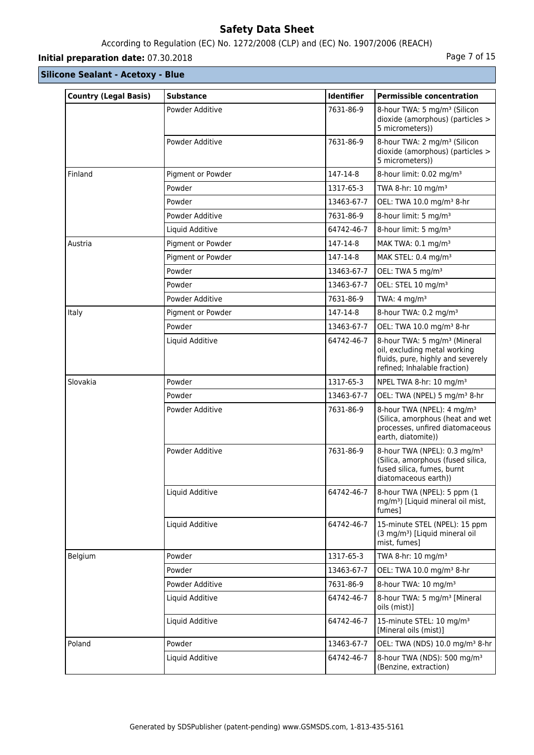**Silicone Sealant - Acetoxy - Blue**

| Country (Legal Basis) | Substance | Identifier | Permissible concentration |
|---|---|---|---|
| | Powder Additive | 7631-86-9 | 8-hour TWA: 5 mg/m³ (Silicon dioxide (amorphous) (particles > 5 micrometers)) |
| | Powder Additive | 7631-86-9 | 8-hour TWA: 2 mg/m³ (Silicon dioxide (amorphous) (particles > 5 micrometers)) |
| Finland | Pigment or Powder | 147-14-8 | 8-hour limit: 0.02 mg/m³ |
| | Powder | 1317-65-3 | TWA 8-hr: 10 mg/m³ |
| | Powder | 13463-67-7 | OEL: TWA 10.0 mg/m³ 8-hr |
| | Powder Additive | 7631-86-9 | 8-hour limit: 5 mg/m³ |
| | Liquid Additive | 64742-46-7 | 8-hour limit: 5 mg/m³ |
| Austria | Pigment or Powder | 147-14-8 | MAK TWA: 0.1 mg/m³ |
| | Pigment or Powder | 147-14-8 | MAK STEL: 0.4 mg/m³ |
| | Powder | 13463-67-7 | OEL: TWA 5 mg/m³ |
| | Powder | 13463-67-7 | OEL: STEL 10 mg/m³ |
| | Powder Additive | 7631-86-9 | TWA: 4 mg/m³ |
| Italy | Pigment or Powder | 147-14-8 | 8-hour TWA: 0.2 mg/m³ |
| | Powder | 13463-67-7 | OEL: TWA 10.0 mg/m³ 8-hr |
| | Liquid Additive | 64742-46-7 | 8-hour TWA: 5 mg/m³ (Mineral oil, excluding metal working fluids, pure, highly and severely refined; Inhalable fraction) |
| Slovakia | Powder | 1317-65-3 | NPEL TWA 8-hr: 10 mg/m³ |
| | Powder | 13463-67-7 | OEL: TWA (NPEL) 5 mg/m³ 8-hr |
| | Powder Additive | 7631-86-9 | 8-hour TWA (NPEL): 4 mg/m³ (Silica, amorphous (heat and wet processes, unfired diatomaceous earth, diatomite)) |
| | Powder Additive | 7631-86-9 | 8-hour TWA (NPEL): 0.3 mg/m³ (Silica, amorphous (fused silica, fused silica, fumes, burnt diatomaceous earth)) |
| | Liquid Additive | 64742-46-7 | 8-hour TWA (NPEL): 5 ppm (1 mg/m³) [Liquid mineral oil mist, fumes] |
| | Liquid Additive | 64742-46-7 | 15-minute STEL (NPEL): 15 ppm (3 mg/m³) [Liquid mineral oil mist, fumes] |
| Belgium | Powder | 1317-65-3 | TWA 8-hr: 10 mg/m³ |
| | Powder | 13463-67-7 | OEL: TWA 10.0 mg/m³ 8-hr |
| | Powder Additive | 7631-86-9 | 8-hour TWA: 10 mg/m³ |
| | Liquid Additive | 64742-46-7 | 8-hour TWA: 5 mg/m³ [Mineral oils (mist)] |
| | Liquid Additive | 64742-46-7 | 15-minute STEL: 10 mg/m³ [Mineral oils (mist)] |
| Poland | Powder | 13463-67-7 | OEL: TWA (NDS) 10.0 mg/m³ 8-hr |
| | Liquid Additive | 64742-46-7 | 8-hour TWA (NDS): 500 mg/m³ (Benzine, extraction) |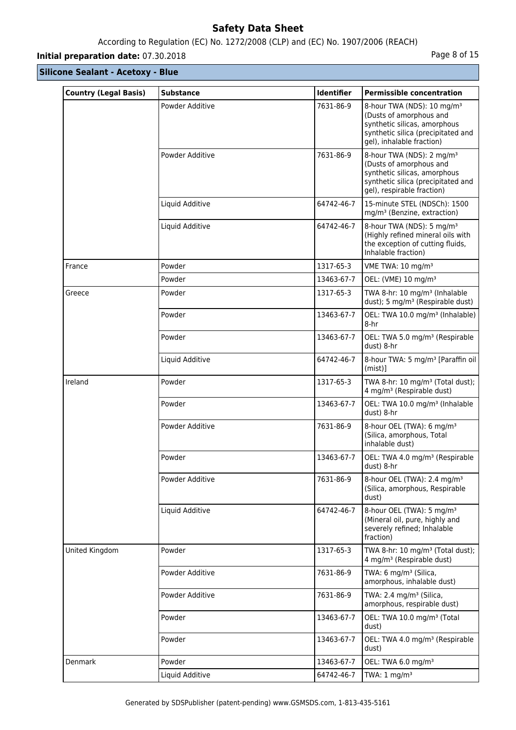## Silicone Sealant - Acetoxy - Blue

| Country (Legal Basis) | Substance | Identifier | Permissible concentration |
|---|---|---|---|
| | Powder Additive | 7631-86-9 | 8-hour TWA (NDS): 10 mg/m³ (Dusts of amorphous and synthetic silicas, amorphous synthetic silica (precipitated and gel), inhalable fraction) |
| | Powder Additive | 7631-86-9 | 8-hour TWA (NDS): 2 mg/m³ (Dusts of amorphous and synthetic silicas, amorphous synthetic silica (precipitated and gel), respirable fraction) |
| | Liquid Additive | 64742-46-7 | 15-minute STEL (NDSCh): 1500 mg/m³ (Benzine, extraction) |
| | Liquid Additive | 64742-46-7 | 8-hour TWA (NDS): 5 mg/m³ (Highly refined mineral oils with the exception of cutting fluids, Inhalable fraction) |
| France | Powder | 1317-65-3 | VME TWA: 10 mg/m³ |
| | Powder | 13463-67-7 | OEL: (VME) 10 mg/m³ |
| Greece | Powder | 1317-65-3 | TWA 8-hr: 10 mg/m³ (Inhalable dust); 5 mg/m³ (Respirable dust) |
| | Powder | 13463-67-7 | OEL: TWA 10.0 mg/m³ (Inhalable) 8-hr |
| | Powder | 13463-67-7 | OEL: TWA 5.0 mg/m³ (Respirable dust) 8-hr |
| | Liquid Additive | 64742-46-7 | 8-hour TWA: 5 mg/m³ [Paraffin oil (mist)] |
| Ireland | Powder | 1317-65-3 | TWA 8-hr: 10 mg/m³ (Total dust); 4 mg/m³ (Respirable dust) |
| | Powder | 13463-67-7 | OEL: TWA 10.0 mg/m³ (Inhalable dust) 8-hr |
| | Powder Additive | 7631-86-9 | 8-hour OEL (TWA): 6 mg/m³ (Silica, amorphous, Total inhalable dust) |
| | Powder | 13463-67-7 | OEL: TWA 4.0 mg/m³ (Respirable dust) 8-hr |
| | Powder Additive | 7631-86-9 | 8-hour OEL (TWA): 2.4 mg/m³ (Silica, amorphous, Respirable dust) |
| | Liquid Additive | 64742-46-7 | 8-hour OEL (TWA): 5 mg/m³ (Mineral oil, pure, highly and severely refined; Inhalable fraction) |
| United Kingdom | Powder | 1317-65-3 | TWA 8-hr: 10 mg/m³ (Total dust); 4 mg/m³ (Respirable dust) |
| | Powder Additive | 7631-86-9 | TWA: 6 mg/m³ (Silica, amorphous, inhalable dust) |
| | Powder Additive | 7631-86-9 | TWA: 2.4 mg/m³ (Silica, amorphous, respirable dust) |
| | Powder | 13463-67-7 | OEL: TWA 10.0 mg/m³ (Total dust) |
| | Powder | 13463-67-7 | OEL: TWA 4.0 mg/m³ (Respirable dust) |
| Denmark | Powder | 13463-67-7 | OEL: TWA 6.0 mg/m³ |
| | Liquid Additive | 64742-46-7 | TWA: 1 mg/m³ |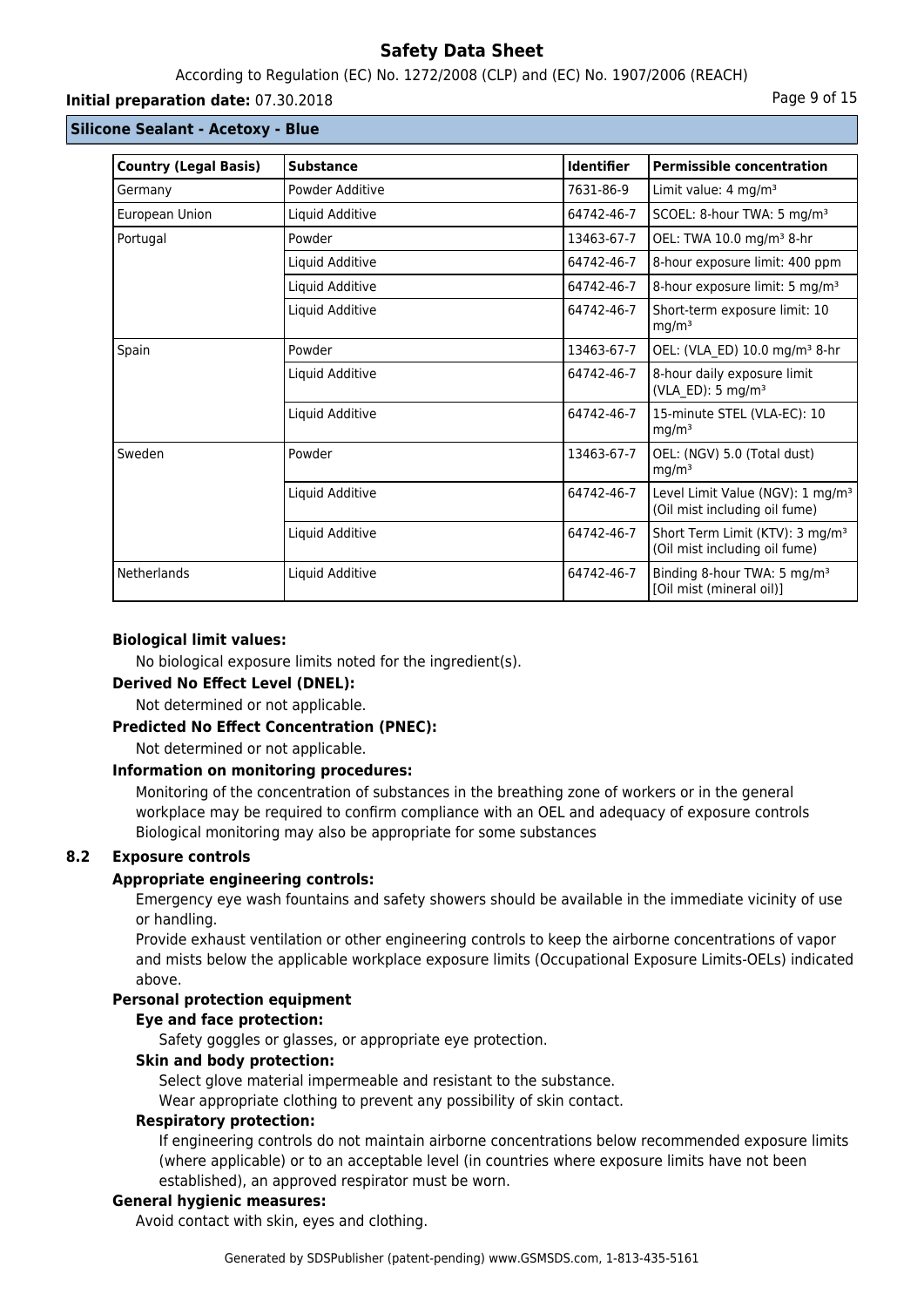| Country (Legal Basis) | Substance | Identifier | Permissible concentration |
|---|---|---|---|
| Germany | Powder Additive | 7631-86-9 | Limit value: 4 mg/m³ |
| European Union | Liquid Additive | 64742-46-7 | SCOEL: 8-hour TWA: 5 mg/m³ |
| Portugal | Powder | 13463-67-7 | OEL: TWA 10.0 mg/m³ 8-hr |
| | Liquid Additive | 64742-46-7 | 8-hour exposure limit: 400 ppm |
| | Liquid Additive | 64742-46-7 | 8-hour exposure limit: 5 mg/m³ |
| | Liquid Additive | 64742-46-7 | Short-term exposure limit: 10 mg/m³ |
| Spain | Powder | 13463-67-7 | OEL: (VLA_ED) 10.0 mg/m³ 8-hr |
| | Liquid Additive | 64742-46-7 | 8-hour daily exposure limit (VLA_ED): 5 mg/m³ |
| | Liquid Additive | 64742-46-7 | 15-minute STEL (VLA-EC): 10 mg/m³ |
| Sweden | Powder | 13463-67-7 | OEL: (NGV) 5.0 (Total dust) mg/m³ |
| | Liquid Additive | 64742-46-7 | Level Limit Value (NGV): 1 mg/m³ (Oil mist including oil fume) |
| | Liquid Additive | 64742-46-7 | Short Term Limit (KTV): 3 mg/m³ (Oil mist including oil fume) |
| Netherlands | Liquid Additive | 64742-46-7 | Binding 8-hour TWA: 5 mg/m³ [Oil mist (mineral oil)] |

**Biological limit values:**

No biological exposure limits noted for the ingredient(s).

**Derived No Effect Level (DNEL):**

Not determined or not applicable.

**Predicted No Effect Concentration (PNEC):**

Not determined or not applicable.

**Information on monitoring procedures:**

Monitoring of the concentration of substances in the breathing zone of workers or in the general workplace may be required to confirm compliance with an OEL and adequacy of exposure controls Biological monitoring may also be appropriate for some substances

## 8.2 Exposure controls

**Appropriate engineering controls:**

Emergency eye wash fountains and safety showers should be available in the immediate vicinity of use or handling.

Provide exhaust ventilation or other engineering controls to keep the airborne concentrations of vapor and mists below the applicable workplace exposure limits (Occupational Exposure Limits-OELs) indicated above.

**Personal protection equipment**

**Eye and face protection:**

Safety goggles or glasses, or appropriate eye protection.

**Skin and body protection:**

Select glove material impermeable and resistant to the substance.

Wear appropriate clothing to prevent any possibility of skin contact.

**Respiratory protection:**

If engineering controls do not maintain airborne concentrations below recommended exposure limits (where applicable) or to an acceptable level (in countries where exposure limits have not been established), an approved respirator must be worn.

**General hygienic measures:**

Avoid contact with skin, eyes and clothing.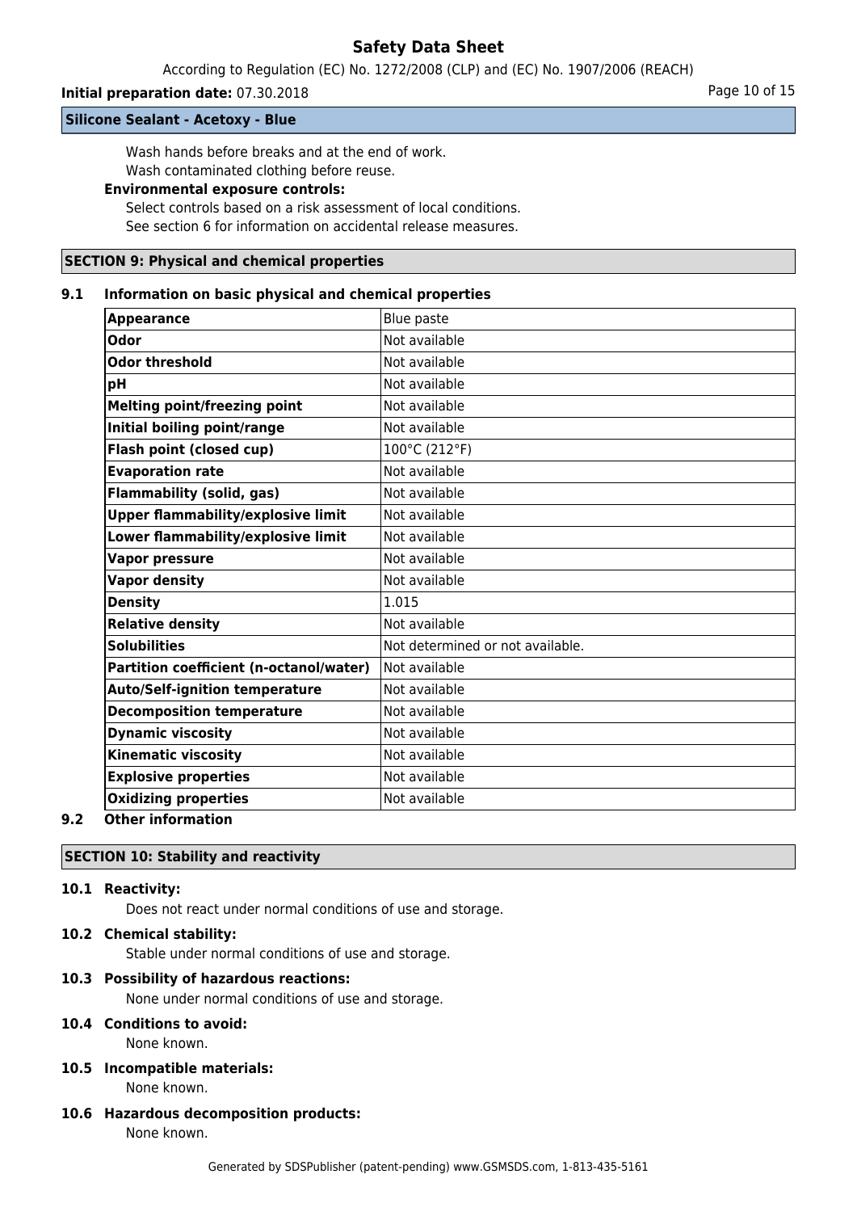Wash hands before breaks and at the end of work.
Wash contaminated clothing before reuse.

**Environmental exposure controls:**

Select controls based on a risk assessment of local conditions.
See section 6 for information on accidental release measures.

## SECTION 9: Physical and chemical properties

### 9.1 Information on basic physical and chemical properties

| | |
|---|---|
| **Appearance** | Blue paste |
| **Odor** | Not available |
| **Odor threshold** | Not available |
| **pH** | Not available |
| **Melting point/freezing point** | Not available |
| **Initial boiling point/range** | Not available |
| **Flash point (closed cup)** | 100°C (212°F) |
| **Evaporation rate** | Not available |
| **Flammability (solid, gas)** | Not available |
| **Upper flammability/explosive limit** | Not available |
| **Lower flammability/explosive limit** | Not available |
| **Vapor pressure** | Not available |
| **Vapor density** | Not available |
| **Density** | 1.015 |
| **Relative density** | Not available |
| **Solubilities** | Not determined or not available. |
| **Partition coefficient (n-octanol/water)** | Not available |
| **Auto/Self-ignition temperature** | Not available |
| **Decomposition temperature** | Not available |
| **Dynamic viscosity** | Not available |
| **Kinematic viscosity** | Not available |
| **Explosive properties** | Not available |
| **Oxidizing properties** | Not available |

### 9.2 Other information

## SECTION 10: Stability and reactivity

### 10.1 Reactivity:

Does not react under normal conditions of use and storage.

### 10.2 Chemical stability:

Stable under normal conditions of use and storage.

### 10.3 Possibility of hazardous reactions:

None under normal conditions of use and storage.

### 10.4 Conditions to avoid:

None known.

### 10.5 Incompatible materials:

None known.

### 10.6 Hazardous decomposition products:

None known.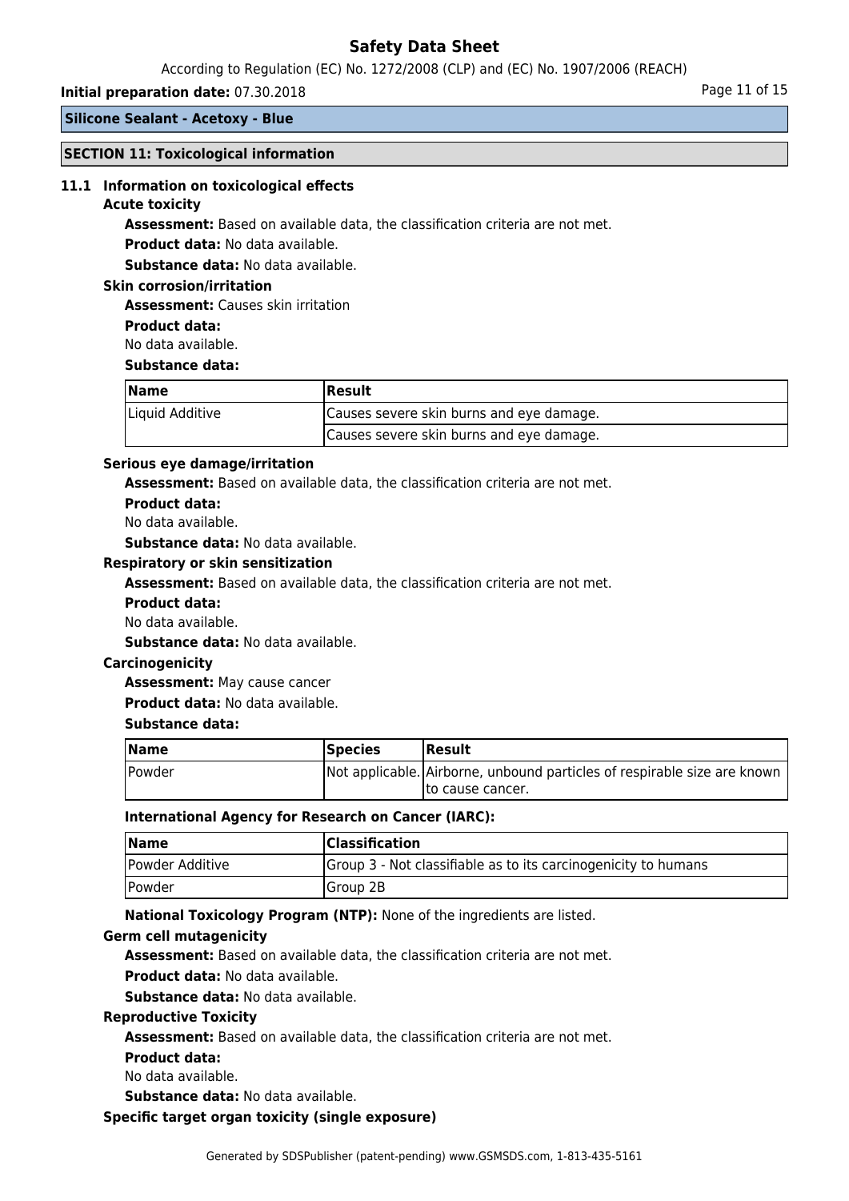**Silicone Sealant - Acetoxy - Blue**

## SECTION 11: Toxicological information

### 11.1 Information on toxicological effects

**Acute toxicity**

**Assessment:** Based on available data, the classification criteria are not met.

**Product data:** No data available.

**Substance data:** No data available.

**Skin corrosion/irritation**

**Assessment:** Causes skin irritation

**Product data:**

No data available.

**Substance data:**

| Name | Result |
|---|---|
| Liquid Additive | Causes severe skin burns and eye damage. |
| | Causes severe skin burns and eye damage. |

**Serious eye damage/irritation**

**Assessment:** Based on available data, the classification criteria are not met.

**Product data:**

No data available.

**Substance data:** No data available.

**Respiratory or skin sensitization**

**Assessment:** Based on available data, the classification criteria are not met.

**Product data:**

No data available.

**Substance data:** No data available.

**Carcinogenicity**

**Assessment:** May cause cancer

**Product data:** No data available.

**Substance data:**

| Name | Species | Result |
|---|---|---|
| Powder | Not applicable. | Airborne, unbound particles of respirable size are known to cause cancer. |

**International Agency for Research on Cancer (IARC):**

| Name | Classification |
|---|---|
| Powder Additive | Group 3 - Not classifiable as to its carcinogenicity to humans |
| Powder | Group 2B |

**National Toxicology Program (NTP):** None of the ingredients are listed.

**Germ cell mutagenicity**

**Assessment:** Based on available data, the classification criteria are not met.

**Product data:** No data available.

**Substance data:** No data available.

**Reproductive Toxicity**

**Assessment:** Based on available data, the classification criteria are not met.

**Product data:**

No data available.

**Substance data:** No data available.

**Specific target organ toxicity (single exposure)**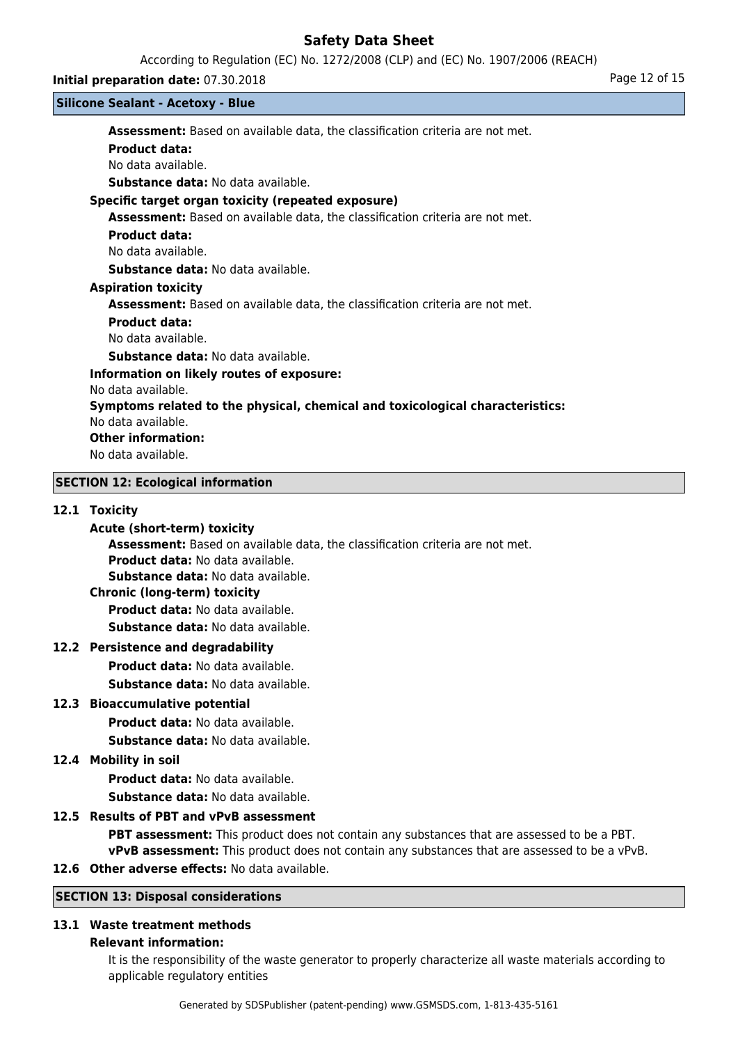**Assessment:** Based on available data, the classification criteria are not met.

**Product data:**

No data available.

**Substance data:** No data available.

**Specific target organ toxicity (repeated exposure)**

**Assessment:** Based on available data, the classification criteria are not met.

**Product data:**

No data available.

**Substance data:** No data available.

**Aspiration toxicity**

**Assessment:** Based on available data, the classification criteria are not met.

**Product data:**

No data available.

**Substance data:** No data available.

**Information on likely routes of exposure:**

No data available.

**Symptoms related to the physical, chemical and toxicological characteristics:**

No data available.

**Other information:**

No data available.

## SECTION 12: Ecological information

### 12.1 Toxicity

**Acute (short-term) toxicity**

**Assessment:** Based on available data, the classification criteria are not met.

**Product data:** No data available.

**Substance data:** No data available.

**Chronic (long-term) toxicity**

**Product data:** No data available.

**Substance data:** No data available.

### 12.2 Persistence and degradability

**Product data:** No data available.

**Substance data:** No data available.

### 12.3 Bioaccumulative potential

**Product data:** No data available.

**Substance data:** No data available.

### 12.4 Mobility in soil

**Product data:** No data available.

**Substance data:** No data available.

### 12.5 Results of PBT and vPvB assessment

**PBT assessment:** This product does not contain any substances that are assessed to be a PBT.

**vPvB assessment:** This product does not contain any substances that are assessed to be a vPvB.

### 12.6 Other adverse effects: No data available.

## SECTION 13: Disposal considerations

### 13.1 Waste treatment methods

**Relevant information:**

It is the responsibility of the waste generator to properly characterize all waste materials according to applicable regulatory entities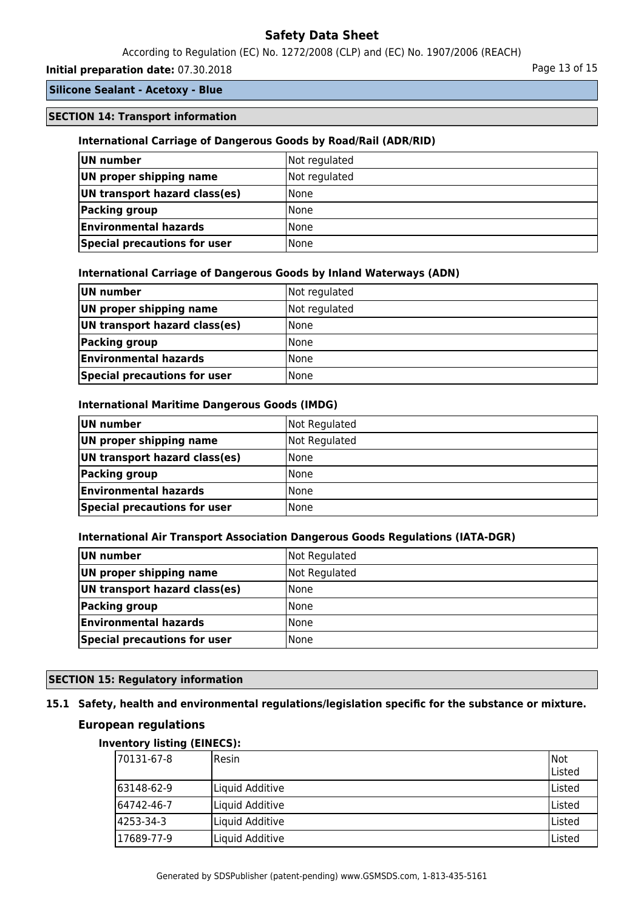**Silicone Sealant - Acetoxy - Blue**

## SECTION 14: Transport information

### International Carriage of Dangerous Goods by Road/Rail (ADR/RID)

| UN number | Not regulated |
|---|---|
| UN proper shipping name | Not regulated |
| UN transport hazard class(es) | None |
| Packing group | None |
| Environmental hazards | None |
| Special precautions for user | None |

### International Carriage of Dangerous Goods by Inland Waterways (ADN)

| UN number | Not regulated |
|---|---|
| UN proper shipping name | Not regulated |
| UN transport hazard class(es) | None |
| Packing group | None |
| Environmental hazards | None |
| Special precautions for user | None |

### International Maritime Dangerous Goods (IMDG)

| UN number | Not Regulated |
|---|---|
| UN proper shipping name | Not Regulated |
| UN transport hazard class(es) | None |
| Packing group | None |
| Environmental hazards | None |
| Special precautions for user | None |

### International Air Transport Association Dangerous Goods Regulations (IATA-DGR)

| UN number | Not Regulated |
|---|---|
| UN proper shipping name | Not Regulated |
| UN transport hazard class(es) | None |
| Packing group | None |
| Environmental hazards | None |
| Special precautions for user | None |

## SECTION 15: Regulatory information

### 15.1 Safety, health and environmental regulations/legislation specific for the substance or mixture.

### European regulations

**Inventory listing (EINECS):**

| 70131-67-8 | Resin | Not Listed |
|---|---|---|
| 63148-62-9 | Liquid Additive | Listed |
| 64742-46-7 | Liquid Additive | Listed |
| 4253-34-3 | Liquid Additive | Listed |
| 17689-77-9 | Liquid Additive | Listed |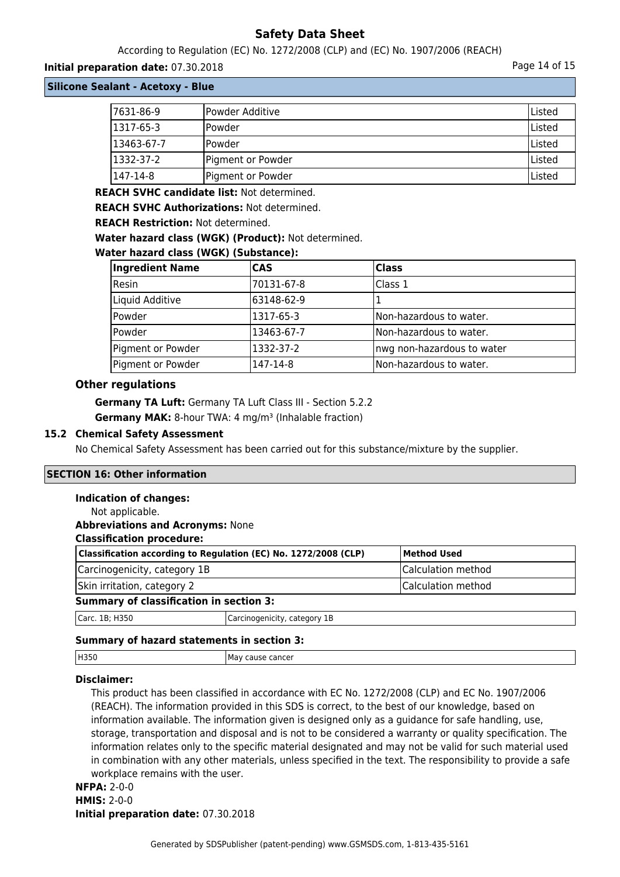| | | |
|---|---|---|
| 7631-86-9 | Powder Additive | Listed |
| 1317-65-3 | Powder | Listed |
| 13463-67-7 | Powder | Listed |
| 1332-37-2 | Pigment or Powder | Listed |
| 147-14-8 | Pigment or Powder | Listed |

**REACH SVHC candidate list:** Not determined.

**REACH SVHC Authorizations:** Not determined.

**REACH Restriction:** Not determined.

**Water hazard class (WGK) (Product):** Not determined.

**Water hazard class (WGK) (Substance):**

| Ingredient Name | CAS | Class |
|---|---|---|
| Resin | 70131-67-8 | Class 1 |
| Liquid Additive | 63148-62-9 | 1 |
| Powder | 1317-65-3 | Non-hazardous to water. |
| Powder | 13463-67-7 | Non-hazardous to water. |
| Pigment or Powder | 1332-37-2 | nwg non-hazardous to water |
| Pigment or Powder | 147-14-8 | Non-hazardous to water. |

### Other regulations

**Germany TA Luft:** Germany TA Luft Class III - Section 5.2.2

**Germany MAK:** 8-hour TWA: 4 mg/m³ (Inhalable fraction)

### 15.2 Chemical Safety Assessment

No Chemical Safety Assessment has been carried out for this substance/mixture by the supplier.

## SECTION 16: Other information

**Indication of changes:**

Not applicable.

**Abbreviations and Acronyms:** None

**Classification procedure:**

| Classification according to Regulation (EC) No. 1272/2008 (CLP) | Method Used |
|---|---|
| Carcinogenicity, category 1B | Calculation method |
| Skin irritation, category 2 | Calculation method |

**Summary of classification in section 3:**

| | |
|---|---|
| Carc. 1B; H350 | Carcinogenicity, category 1B |

**Summary of hazard statements in section 3:**

| | |
|---|---|
| H350 | May cause cancer |

**Disclaimer:**

This product has been classified in accordance with EC No. 1272/2008 (CLP) and EC No. 1907/2006 (REACH). The information provided in this SDS is correct, to the best of our knowledge, based on information available. The information given is designed only as a guidance for safe handling, use, storage, transportation and disposal and is not to be considered a warranty or quality specification. The information relates only to the specific material designated and may not be valid for such material used in combination with any other materials, unless specified in the text. The responsibility to provide a safe workplace remains with the user.

**NFPA:** 2-0-0

**HMIS:** 2-0-0

**Initial preparation date:** 07.30.2018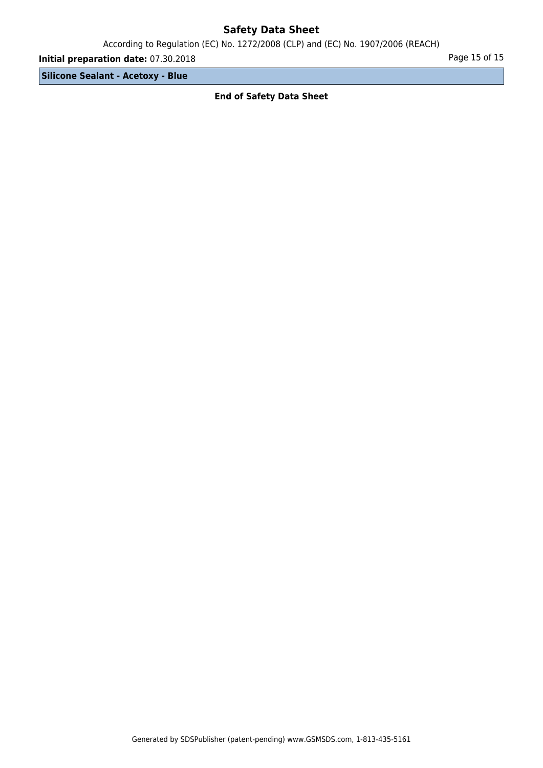**End of Safety Data Sheet**